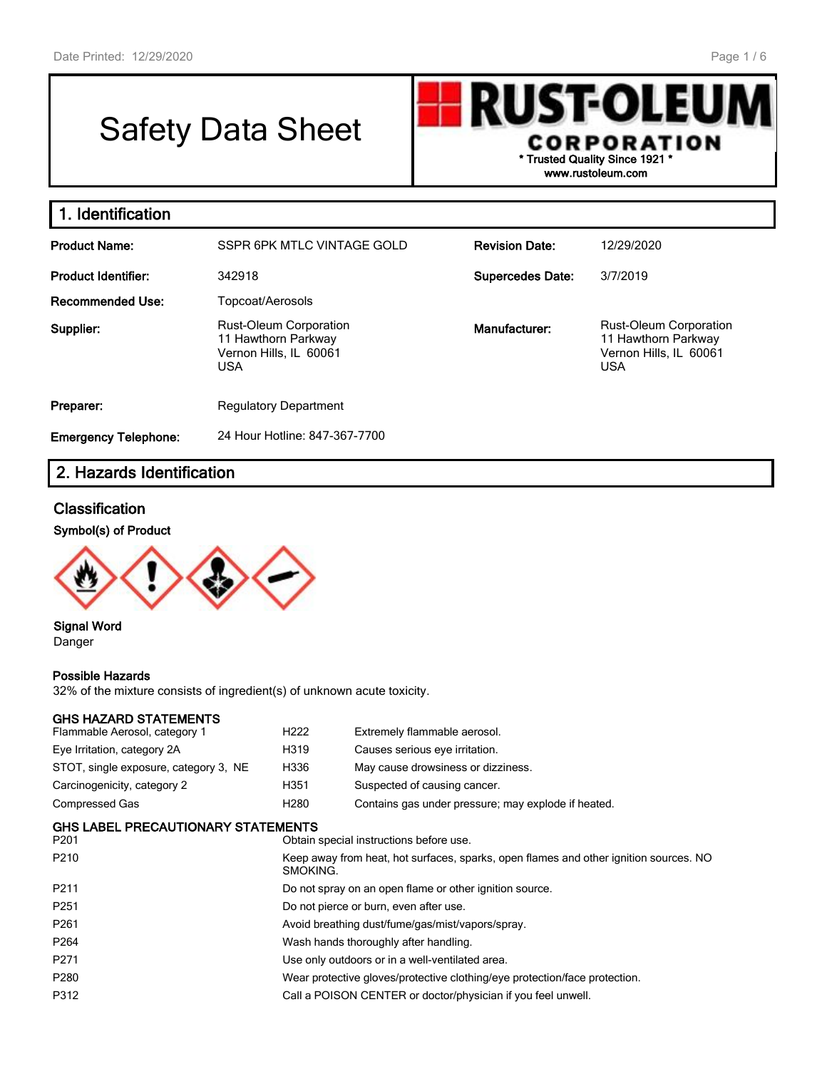# Safety Data Sheet

**RUST-OLEUM CORPORATION**
**\* Trusted Quality Since 1921 \***
**www.rustoleum.com**

## 1. Identification

| | | | |
|---|---|---|---|
| **Product Name:** | SSPR 6PK MTLC VINTAGE GOLD | **Revision Date:** | 12/29/2020 |
| **Product Identifier:** | 342918 | **Supercedes Date:** | 3/7/2019 |
| **Recommended Use:** | Topcoat/Aerosols | | |
| **Supplier:** | Rust-Oleum Corporation<br>11 Hawthorn Parkway<br>Vernon Hills, IL 60061<br>USA | **Manufacturer:** | Rust-Oleum Corporation<br>11 Hawthorn Parkway<br>Vernon Hills, IL 60061<br>USA |
| **Preparer:** | Regulatory Department | | |
| **Emergency Telephone:** | 24 Hour Hotline: 847-367-7700 | | |

## 2. Hazards Identification

### Classification

**Symbol(s) of Product**

**Signal Word**
Danger

**Possible Hazards**
32% of the mixture consists of ingredient(s) of unknown acute toxicity.

**GHS HAZARD STATEMENTS**

| | | |
|---|---|---|
| Flammable Aerosol, category 1 | H222 | Extremely flammable aerosol. |
| Eye Irritation, category 2A | H319 | Causes serious eye irritation. |
| STOT, single exposure, category 3, NE | H336 | May cause drowsiness or dizziness. |
| Carcinogenicity, category 2 | H351 | Suspected of causing cancer. |
| Compressed Gas | H280 | Contains gas under pressure; may explode if heated. |

**GHS LABEL PRECAUTIONARY STATEMENTS**

| | |
|---|---|
| P201 | Obtain special instructions before use. |
| P210 | Keep away from heat, hot surfaces, sparks, open flames and other ignition sources. NO SMOKING. |
| P211 | Do not spray on an open flame or other ignition source. |
| P251 | Do not pierce or burn, even after use. |
| P261 | Avoid breathing dust/fume/gas/mist/vapors/spray. |
| P264 | Wash hands thoroughly after handling. |
| P271 | Use only outdoors or in a well-ventilated area. |
| P280 | Wear protective gloves/protective clothing/eye protection/face protection. |
| P312 | Call a POISON CENTER or doctor/physician if you feel unwell. |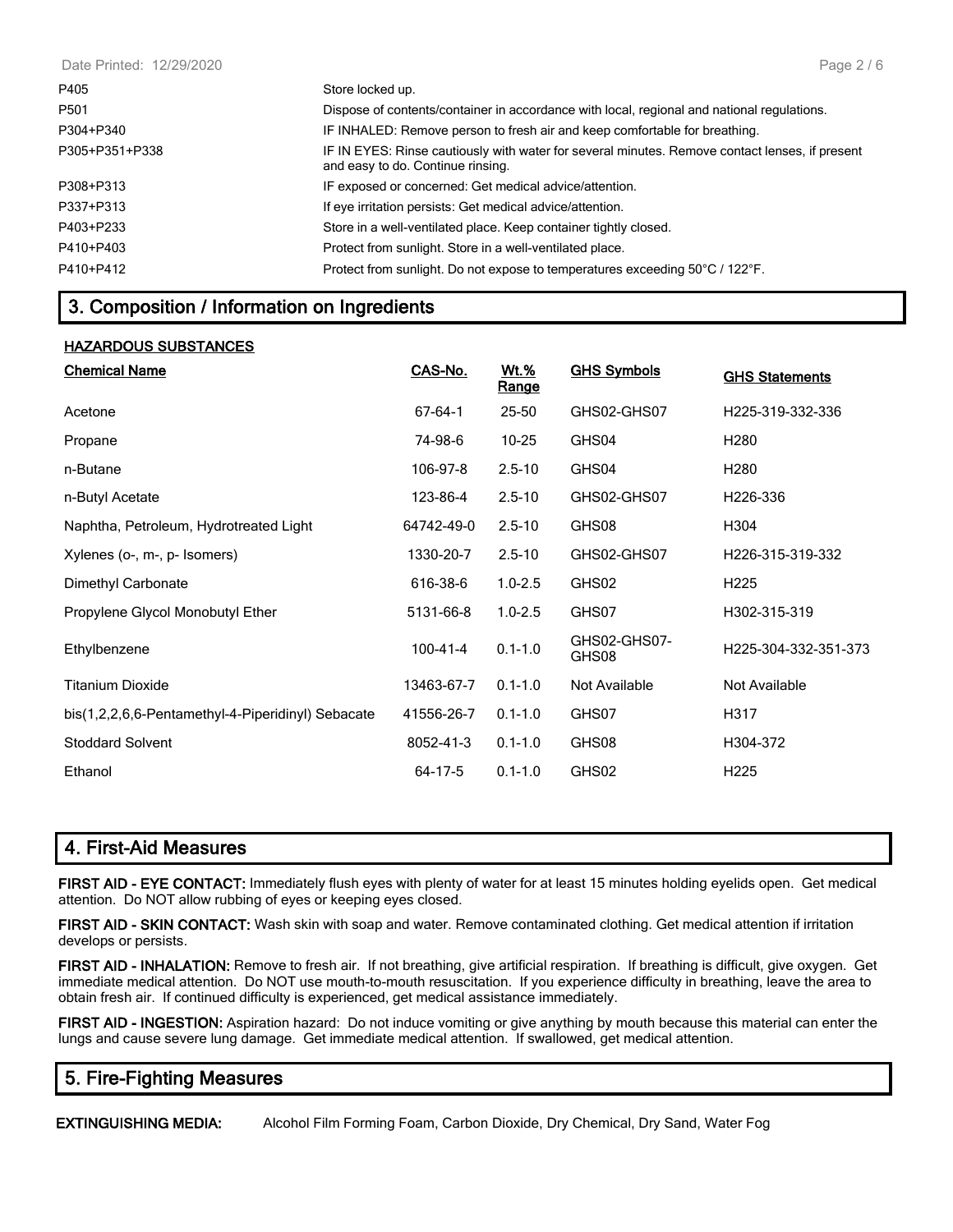| | |
|---|---|
| P405 | Store locked up. |
| P501 | Dispose of contents/container in accordance with local, regional and national regulations. |
| P304+P340 | IF INHALED: Remove person to fresh air and keep comfortable for breathing. |
| P305+P351+P338 | IF IN EYES: Rinse cautiously with water for several minutes. Remove contact lenses, if present and easy to do. Continue rinsing. |
| P308+P313 | IF exposed or concerned: Get medical advice/attention. |
| P337+P313 | If eye irritation persists: Get medical advice/attention. |
| P403+P233 | Store in a well-ventilated place. Keep container tightly closed. |
| P410+P403 | Protect from sunlight. Store in a well-ventilated place. |
| P410+P412 | Protect from sunlight. Do not expose to temperatures exceeding 50°C / 122°F. |

## 3. Composition / Information on Ingredients

**HAZARDOUS SUBSTANCES**

| Chemical Name | CAS-No. | Wt.% Range | GHS Symbols | GHS Statements |
|---|---|---|---|---|
| Acetone | 67-64-1 | 25-50 | GHS02-GHS07 | H225-319-332-336 |
| Propane | 74-98-6 | 10-25 | GHS04 | H280 |
| n-Butane | 106-97-8 | 2.5-10 | GHS04 | H280 |
| n-Butyl Acetate | 123-86-4 | 2.5-10 | GHS02-GHS07 | H226-336 |
| Naphtha, Petroleum, Hydrotreated Light | 64742-49-0 | 2.5-10 | GHS08 | H304 |
| Xylenes (o-, m-, p- Isomers) | 1330-20-7 | 2.5-10 | GHS02-GHS07 | H226-315-319-332 |
| Dimethyl Carbonate | 616-38-6 | 1.0-2.5 | GHS02 | H225 |
| Propylene Glycol Monobutyl Ether | 5131-66-8 | 1.0-2.5 | GHS07 | H302-315-319 |
| Ethylbenzene | 100-41-4 | 0.1-1.0 | GHS02-GHS07-GHS08 | H225-304-332-351-373 |
| Titanium Dioxide | 13463-67-7 | 0.1-1.0 | Not Available | Not Available |
| bis(1,2,2,6,6-Pentamethyl-4-Piperidinyl) Sebacate | 41556-26-7 | 0.1-1.0 | GHS07 | H317 |
| Stoddard Solvent | 8052-41-3 | 0.1-1.0 | GHS08 | H304-372 |
| Ethanol | 64-17-5 | 0.1-1.0 | GHS02 | H225 |

## 4. First-Aid Measures

**FIRST AID - EYE CONTACT:** Immediately flush eyes with plenty of water for at least 15 minutes holding eyelids open. Get medical attention. Do NOT allow rubbing of eyes or keeping eyes closed.

**FIRST AID - SKIN CONTACT:** Wash skin with soap and water. Remove contaminated clothing. Get medical attention if irritation develops or persists.

**FIRST AID - INHALATION:** Remove to fresh air. If not breathing, give artificial respiration. If breathing is difficult, give oxygen. Get immediate medical attention. Do NOT use mouth-to-mouth resuscitation. If you experience difficulty in breathing, leave the area to obtain fresh air. If continued difficulty is experienced, get medical assistance immediately.

**FIRST AID - INGESTION:** Aspiration hazard: Do not induce vomiting or give anything by mouth because this material can enter the lungs and cause severe lung damage. Get immediate medical attention. If swallowed, get medical attention.

## 5. Fire-Fighting Measures

**EXTINGUISHING MEDIA:** Alcohol Film Forming Foam, Carbon Dioxide, Dry Chemical, Dry Sand, Water Fog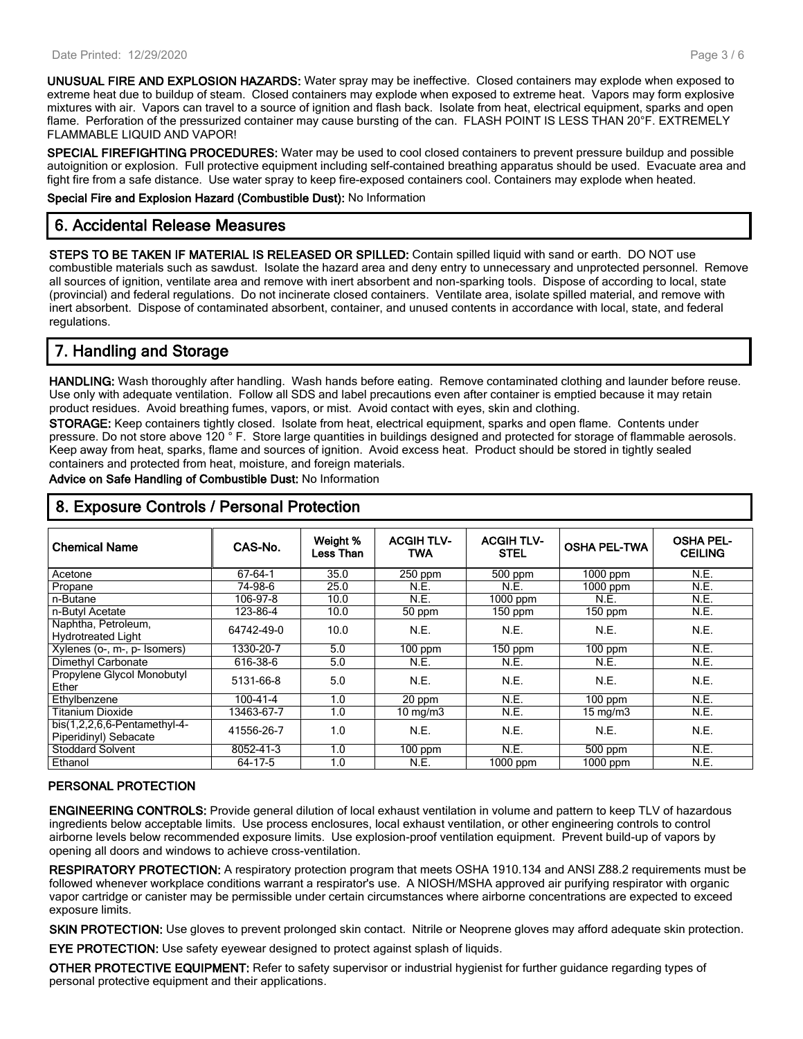**UNUSUAL FIRE AND EXPLOSION HAZARDS:** Water spray may be ineffective. Closed containers may explode when exposed to extreme heat due to buildup of steam. Closed containers may explode when exposed to extreme heat. Vapors may form explosive mixtures with air. Vapors can travel to a source of ignition and flash back. Isolate from heat, electrical equipment, sparks and open flame. Perforation of the pressurized container may cause bursting of the can. FLASH POINT IS LESS THAN 20°F. EXTREMELY FLAMMABLE LIQUID AND VAPOR!

**SPECIAL FIREFIGHTING PROCEDURES:** Water may be used to cool closed containers to prevent pressure buildup and possible autoignition or explosion. Full protective equipment including self-contained breathing apparatus should be used. Evacuate area and fight fire from a safe distance. Use water spray to keep fire-exposed containers cool. Containers may explode when heated.

**Special Fire and Explosion Hazard (Combustible Dust):** No Information

## 6. Accidental Release Measures

**STEPS TO BE TAKEN IF MATERIAL IS RELEASED OR SPILLED:** Contain spilled liquid with sand or earth. DO NOT use combustible materials such as sawdust. Isolate the hazard area and deny entry to unnecessary and unprotected personnel. Remove all sources of ignition, ventilate area and remove with inert absorbent and non-sparking tools. Dispose of according to local, state (provincial) and federal regulations. Do not incinerate closed containers. Ventilate area, isolate spilled material, and remove with inert absorbent. Dispose of contaminated absorbent, container, and unused contents in accordance with local, state, and federal regulations.

## 7. Handling and Storage

**HANDLING:** Wash thoroughly after handling. Wash hands before eating. Remove contaminated clothing and launder before reuse. Use only with adequate ventilation. Follow all SDS and label precautions even after container is emptied because it may retain product residues. Avoid breathing fumes, vapors, or mist. Avoid contact with eyes, skin and clothing.

**STORAGE:** Keep containers tightly closed. Isolate from heat, electrical equipment, sparks and open flame. Contents under pressure. Do not store above 120 ° F. Store large quantities in buildings designed and protected for storage of flammable aerosols. Keep away from heat, sparks, flame and sources of ignition. Avoid excess heat. Product should be stored in tightly sealed containers and protected from heat, moisture, and foreign materials.

**Advice on Safe Handling of Combustible Dust:** No Information

## 8. Exposure Controls / Personal Protection

| Chemical Name | CAS-No. | Weight % Less Than | ACGIH TLV-TWA | ACGIH TLV-STEL | OSHA PEL-TWA | OSHA PEL-CEILING |
|---|---|---|---|---|---|---|
| Acetone | 67-64-1 | 35.0 | 250 ppm | 500 ppm | 1000 ppm | N.E. |
| Propane | 74-98-6 | 25.0 | N.E. | N.E. | 1000 ppm | N.E. |
| n-Butane | 106-97-8 | 10.0 | N.E. | 1000 ppm | N.E. | N.E. |
| n-Butyl Acetate | 123-86-4 | 10.0 | 50 ppm | 150 ppm | 150 ppm | N.E. |
| Naphtha, Petroleum, Hydrotreated Light | 64742-49-0 | 10.0 | N.E. | N.E. | N.E. | N.E. |
| Xylenes (o-, m-, p- Isomers) | 1330-20-7 | 5.0 | 100 ppm | 150 ppm | 100 ppm | N.E. |
| Dimethyl Carbonate | 616-38-6 | 5.0 | N.E. | N.E. | N.E. | N.E. |
| Propylene Glycol Monobutyl Ether | 5131-66-8 | 5.0 | N.E. | N.E. | N.E. | N.E. |
| Ethylbenzene | 100-41-4 | 1.0 | 20 ppm | N.E. | 100 ppm | N.E. |
| Titanium Dioxide | 13463-67-7 | 1.0 | 10 mg/m3 | N.E. | 15 mg/m3 | N.E. |
| bis(1,2,2,6,6-Pentamethyl-4-Piperidinyl) Sebacate | 41556-26-7 | 1.0 | N.E. | N.E. | N.E. | N.E. |
| Stoddard Solvent | 8052-41-3 | 1.0 | 100 ppm | N.E. | 500 ppm | N.E. |
| Ethanol | 64-17-5 | 1.0 | N.E. | 1000 ppm | 1000 ppm | N.E. |

### PERSONAL PROTECTION

**ENGINEERING CONTROLS:** Provide general dilution of local exhaust ventilation in volume and pattern to keep TLV of hazardous ingredients below acceptable limits. Use process enclosures, local exhaust ventilation, or other engineering controls to control airborne levels below recommended exposure limits. Use explosion-proof ventilation equipment. Prevent build-up of vapors by opening all doors and windows to achieve cross-ventilation.

**RESPIRATORY PROTECTION:** A respiratory protection program that meets OSHA 1910.134 and ANSI Z88.2 requirements must be followed whenever workplace conditions warrant a respirator's use. A NIOSH/MSHA approved air purifying respirator with organic vapor cartridge or canister may be permissible under certain circumstances where airborne concentrations are expected to exceed exposure limits.

**SKIN PROTECTION:** Use gloves to prevent prolonged skin contact. Nitrile or Neoprene gloves may afford adequate skin protection.

**EYE PROTECTION:** Use safety eyewear designed to protect against splash of liquids.

**OTHER PROTECTIVE EQUIPMENT:** Refer to safety supervisor or industrial hygienist for further guidance regarding types of personal protective equipment and their applications.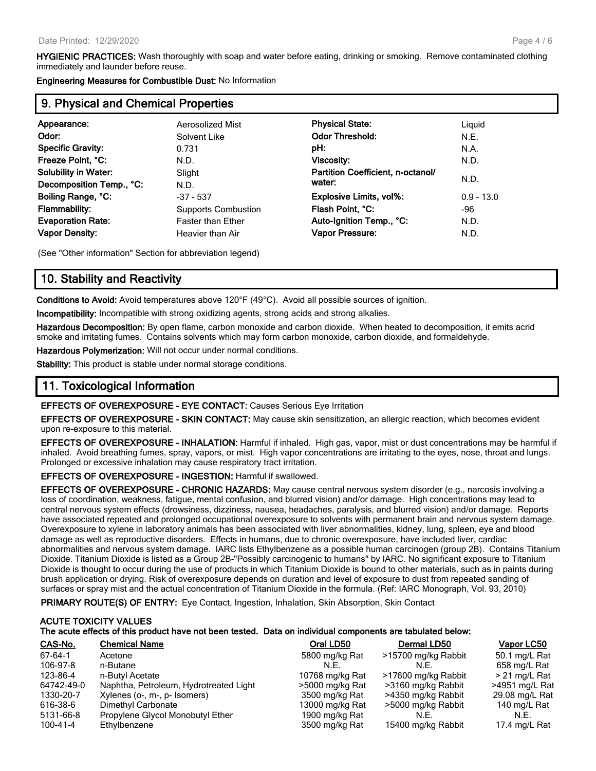**HYGIENIC PRACTICES:** Wash thoroughly with soap and water before eating, drinking or smoking. Remove contaminated clothing immediately and launder before reuse.

**Engineering Measures for Combustible Dust:** No Information

## 9. Physical and Chemical Properties

| | | | |
|---|---|---|---|
| **Appearance:** | Aerosolized Mist | **Physical State:** | Liquid |
| **Odor:** | Solvent Like | **Odor Threshold:** | N.E. |
| **Specific Gravity:** | 0.731 | **pH:** | N.A. |
| **Freeze Point, °C:** | N.D. | **Viscosity:** | N.D. |
| **Solubility in Water:** | Slight | **Partition Coefficient, n-octanol/ water:** | N.D. |
| **Decomposition Temp., °C:** | N.D. | | |
| **Boiling Range, °C:** | -37 - 537 | **Explosive Limits, vol%:** | 0.9 - 13.0 |
| **Flammability:** | Supports Combustion | **Flash Point, °C:** | -96 |
| **Evaporation Rate:** | Faster than Ether | **Auto-Ignition Temp., °C:** | N.D. |
| **Vapor Density:** | Heavier than Air | **Vapor Pressure:** | N.D. |

(See "Other information" Section for abbreviation legend)

## 10. Stability and Reactivity

**Conditions to Avoid:** Avoid temperatures above 120°F (49°C). Avoid all possible sources of ignition.

**Incompatibility:** Incompatible with strong oxidizing agents, strong acids and strong alkalies.

**Hazardous Decomposition:** By open flame, carbon monoxide and carbon dioxide. When heated to decomposition, it emits acrid smoke and irritating fumes. Contains solvents which may form carbon monoxide, carbon dioxide, and formaldehyde.

**Hazardous Polymerization:** Will not occur under normal conditions.

**Stability:** This product is stable under normal storage conditions.

## 11. Toxicological Information

**EFFECTS OF OVEREXPOSURE - EYE CONTACT:** Causes Serious Eye Irritation

**EFFECTS OF OVEREXPOSURE - SKIN CONTACT:** May cause skin sensitization, an allergic reaction, which becomes evident upon re-exposure to this material.

**EFFECTS OF OVEREXPOSURE - INHALATION:** Harmful if inhaled. High gas, vapor, mist or dust concentrations may be harmful if inhaled. Avoid breathing fumes, spray, vapors, or mist. High vapor concentrations are irritating to the eyes, nose, throat and lungs. Prolonged or excessive inhalation may cause respiratory tract irritation.

**EFFECTS OF OVEREXPOSURE - INGESTION:** Harmful if swallowed.

**EFFECTS OF OVEREXPOSURE - CHRONIC HAZARDS:** May cause central nervous system disorder (e.g., narcosis involving a loss of coordination, weakness, fatigue, mental confusion, and blurred vision) and/or damage. High concentrations may lead to central nervous system effects (drowsiness, dizziness, nausea, headaches, paralysis, and blurred vision) and/or damage. Reports have associated repeated and prolonged occupational overexposure to solvents with permanent brain and nervous system damage. Overexposure to xylene in laboratory animals has been associated with liver abnormalities, kidney, lung, spleen, eye and blood damage as well as reproductive disorders. Effects in humans, due to chronic overexposure, have included liver, cardiac abnormalities and nervous system damage. IARC lists Ethylbenzene as a possible human carcinogen (group 2B). Contains Titanium Dioxide. Titanium Dioxide is listed as a Group 2B-"Possibly carcinogenic to humans" by IARC. No significant exposure to Titanium Dioxide is thought to occur during the use of products in which Titanium Dioxide is bound to other materials, such as in paints during brush application or drying. Risk of overexposure depends on duration and level of exposure to dust from repeated sanding of surfaces or spray mist and the actual concentration of Titanium Dioxide in the formula. (Ref: IARC Monograph, Vol. 93, 2010)

**PRIMARY ROUTE(S) OF ENTRY:** Eye Contact, Ingestion, Inhalation, Skin Absorption, Skin Contact

**ACUTE TOXICITY VALUES**
**The acute effects of this product have not been tested. Data on individual components are tabulated below:**

| CAS-No. | Chemical Name | Oral LD50 | Dermal LD50 | Vapor LC50 |
|---|---|---|---|---|
| 67-64-1 | Acetone | 5800 mg/kg Rat | >15700 mg/kg Rabbit | 50.1 mg/L Rat |
| 106-97-8 | n-Butane | N.E. | N.E. | 658 mg/L Rat |
| 123-86-4 | n-Butyl Acetate | 10768 mg/kg Rat | >17600 mg/kg Rabbit | > 21 mg/L Rat |
| 64742-49-0 | Naphtha, Petroleum, Hydrotreated Light | >5000 mg/kg Rat | >3160 mg/kg Rabbit | >4951 mg/L Rat |
| 1330-20-7 | Xylenes (o-, m-, p- Isomers) | 3500 mg/kg Rat | >4350 mg/kg Rabbit | 29.08 mg/L Rat |
| 616-38-6 | Dimethyl Carbonate | 13000 mg/kg Rat | >5000 mg/kg Rabbit | 140 mg/L Rat |
| 5131-66-8 | Propylene Glycol Monobutyl Ether | 1900 mg/kg Rat | N.E. | N.E. |
| 100-41-4 | Ethylbenzene | 3500 mg/kg Rat | 15400 mg/kg Rabbit | 17.4 mg/L Rat |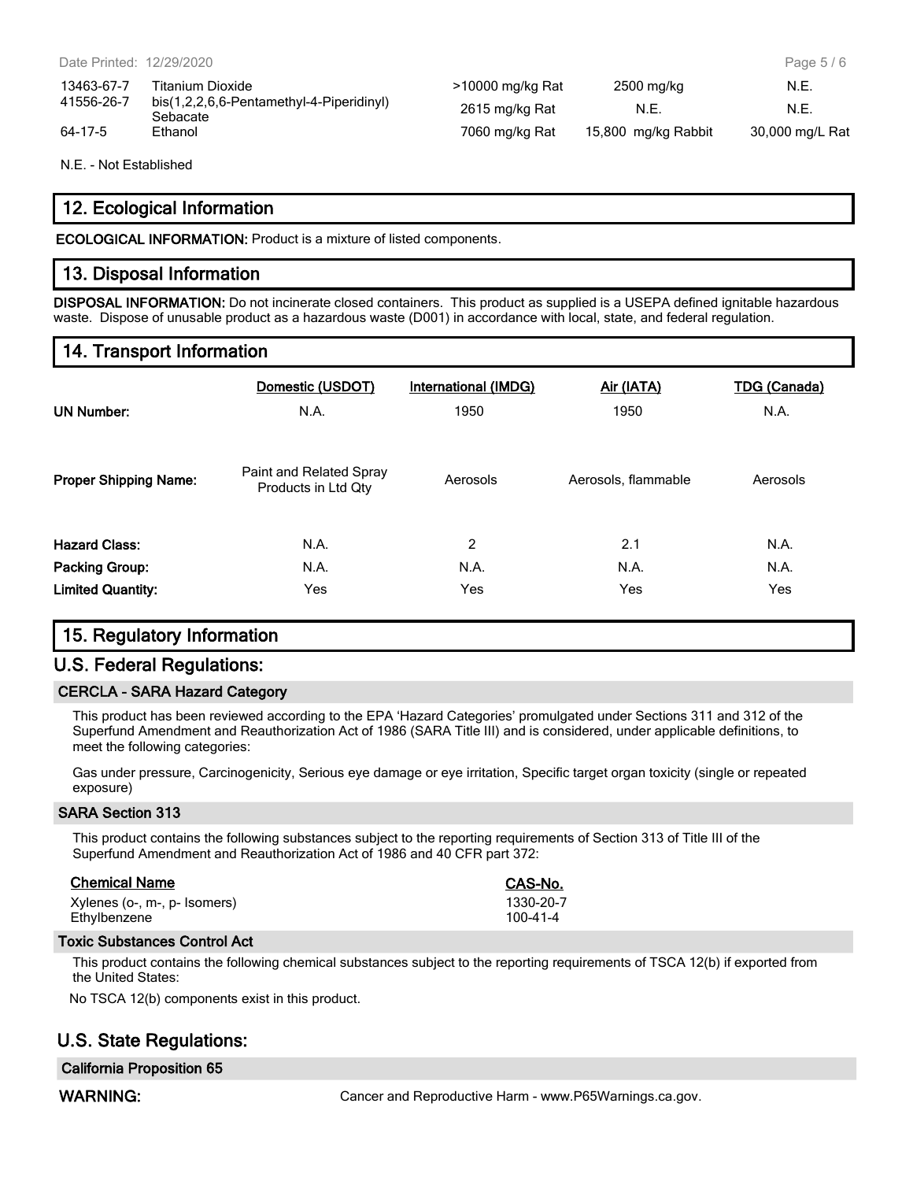| | | | | |
|---|---|---|---|---|
| 13463-67-7 | Titanium Dioxide | >10000 mg/kg Rat | 2500 mg/kg | N.E. |
| 41556-26-7 | bis(1,2,2,6,6-Pentamethyl-4-Piperidinyl) Sebacate | 2615 mg/kg Rat | N.E. | N.E. |
| 64-17-5 | Ethanol | 7060 mg/kg Rat | 15,800 mg/kg Rabbit | 30,000 mg/L Rat |

N.E. - Not Established

## 12. Ecological Information

**ECOLOGICAL INFORMATION:** Product is a mixture of listed components.

## 13. Disposal Information

**DISPOSAL INFORMATION:** Do not incinerate closed containers. This product as supplied is a USEPA defined ignitable hazardous waste. Dispose of unusable product as a hazardous waste (D001) in accordance with local, state, and federal regulation.

## 14. Transport Information

| | Domestic (USDOT) | International (IMDG) | Air (IATA) | TDG (Canada) |
|---|---|---|---|---|
| **UN Number:** | N.A. | 1950 | 1950 | N.A. |
| **Proper Shipping Name:** | Paint and Related Spray Products in Ltd Qty | Aerosols | Aerosols, flammable | Aerosols |
| **Hazard Class:** | N.A. | 2 | 2.1 | N.A. |
| **Packing Group:** | N.A. | N.A. | N.A. | N.A. |
| **Limited Quantity:** | Yes | Yes | Yes | Yes |

## 15. Regulatory Information

## U.S. Federal Regulations:

### CERCLA - SARA Hazard Category

This product has been reviewed according to the EPA 'Hazard Categories' promulgated under Sections 311 and 312 of the Superfund Amendment and Reauthorization Act of 1986 (SARA Title III) and is considered, under applicable definitions, to meet the following categories:

Gas under pressure, Carcinogenicity, Serious eye damage or eye irritation, Specific target organ toxicity (single or repeated exposure)

### SARA Section 313

This product contains the following substances subject to the reporting requirements of Section 313 of Title III of the Superfund Amendment and Reauthorization Act of 1986 and 40 CFR part 372:

| Chemical Name | CAS-No. |
|---|---|
| Xylenes (o-, m-, p- Isomers) | 1330-20-7 |
| Ethylbenzene | 100-41-4 |

### Toxic Substances Control Act

This product contains the following chemical substances subject to the reporting requirements of TSCA 12(b) if exported from the United States:

No TSCA 12(b) components exist in this product.

## U.S. State Regulations:

### California Proposition 65

**WARNING:** Cancer and Reproductive Harm - www.P65Warnings.ca.gov.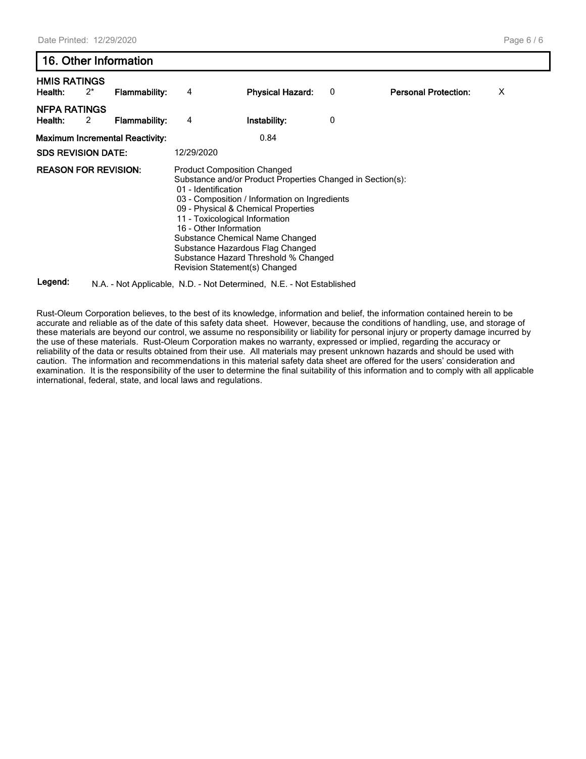## 16. Other Information

**HMIS RATINGS**

| | | | | | | | |
|---|---|---|---|---|---|---|---|
| **Health:** | 2* | **Flammability:** | 4 | **Physical Hazard:** | 0 | **Personal Protection:** | X |

**NFPA RATINGS**

| | | | | | |
|---|---|---|---|---|---|
| **Health:** | 2 | **Flammability:** | 4 | **Instability:** | 0 |

**Maximum Incremental Reactivity:** 0.84

**SDS REVISION DATE:** 12/29/2020

**REASON FOR REVISION:** Product Composition Changed
Substance and/or Product Properties Changed in Section(s):
- 01 - Identification
- 03 - Composition / Information on Ingredients
- 09 - Physical & Chemical Properties
- 11 - Toxicological Information
- 16 - Other Information

Substance Chemical Name Changed
Substance Hazardous Flag Changed
Substance Hazard Threshold % Changed
Revision Statement(s) Changed

**Legend:** N.A. - Not Applicable, N.D. - Not Determined, N.E. - Not Established

Rust-Oleum Corporation believes, to the best of its knowledge, information and belief, the information contained herein to be accurate and reliable as of the date of this safety data sheet. However, because the conditions of handling, use, and storage of these materials are beyond our control, we assume no responsibility or liability for personal injury or property damage incurred by the use of these materials. Rust-Oleum Corporation makes no warranty, expressed or implied, regarding the accuracy or reliability of the data or results obtained from their use. All materials may present unknown hazards and should be used with caution. The information and recommendations in this material safety data sheet are offered for the users' consideration and examination. It is the responsibility of the user to determine the final suitability of this information and to comply with all applicable international, federal, state, and local laws and regulations.